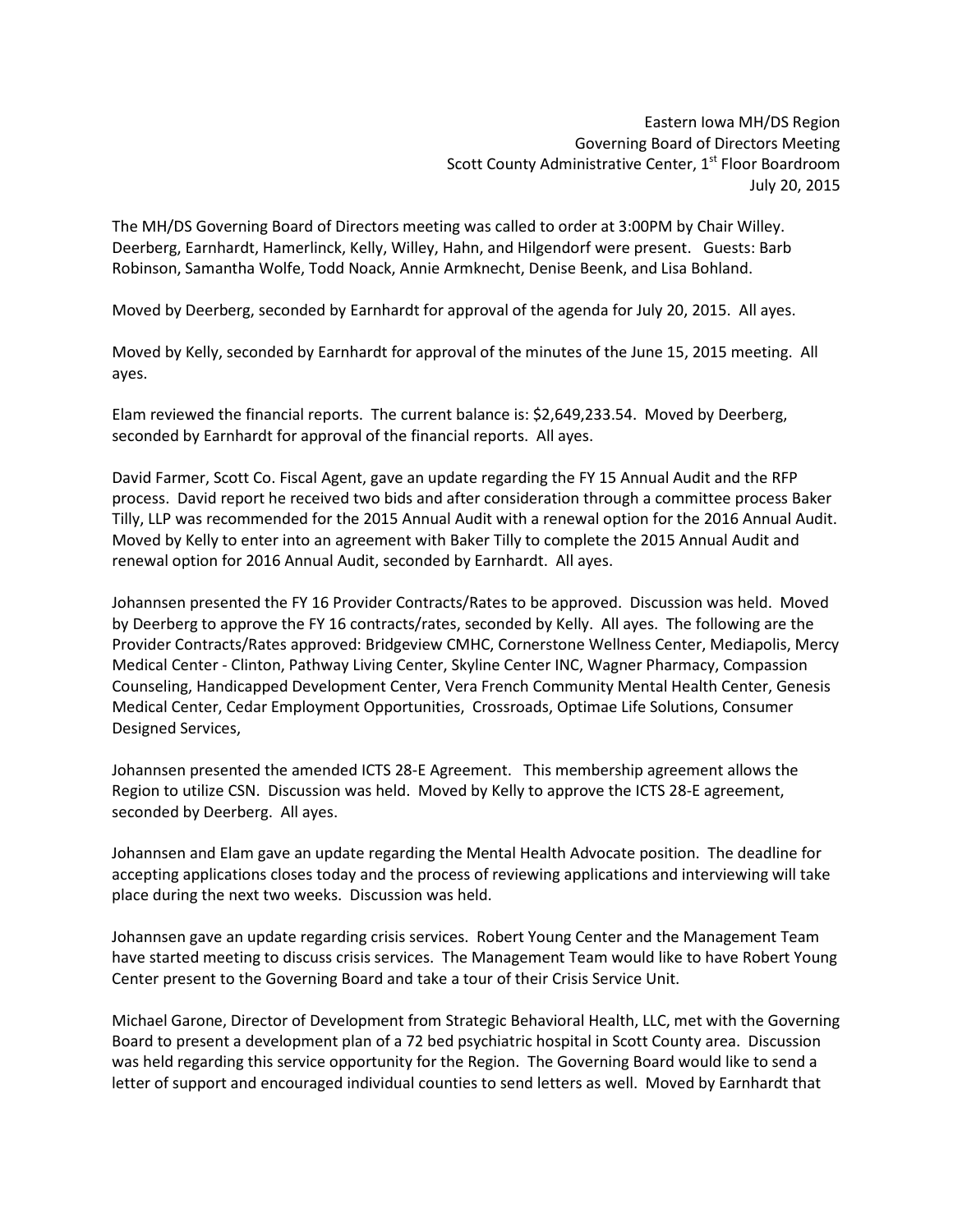Eastern Iowa MH/DS Region
Governing Board of Directors Meeting
Scott County Administrative Center, 1st Floor Boardroom
July 20, 2015

The MH/DS Governing Board of Directors meeting was called to order at 3:00PM by Chair Willey. Deerberg, Earnhardt, Hamerlinck, Kelly, Willey, Hahn, and Hilgendorf were present. Guests: Barb Robinson, Samantha Wolfe, Todd Noack, Annie Armknecht, Denise Beenk, and Lisa Bohland.

Moved by Deerberg, seconded by Earnhardt for approval of the agenda for July 20, 2015. All ayes.

Moved by Kelly, seconded by Earnhardt for approval of the minutes of the June 15, 2015 meeting. All ayes.

Elam reviewed the financial reports. The current balance is: $2,649,233.54. Moved by Deerberg, seconded by Earnhardt for approval of the financial reports. All ayes.

David Farmer, Scott Co. Fiscal Agent, gave an update regarding the FY 15 Annual Audit and the RFP process. David report he received two bids and after consideration through a committee process Baker Tilly, LLP was recommended for the 2015 Annual Audit with a renewal option for the 2016 Annual Audit. Moved by Kelly to enter into an agreement with Baker Tilly to complete the 2015 Annual Audit and renewal option for 2016 Annual Audit, seconded by Earnhardt. All ayes.

Johannsen presented the FY 16 Provider Contracts/Rates to be approved. Discussion was held. Moved by Deerberg to approve the FY 16 contracts/rates, seconded by Kelly. All ayes. The following are the Provider Contracts/Rates approved: Bridgeview CMHC, Cornerstone Wellness Center, Mediapolis, Mercy Medical Center - Clinton, Pathway Living Center, Skyline Center INC, Wagner Pharmacy, Compassion Counseling, Handicapped Development Center, Vera French Community Mental Health Center, Genesis Medical Center, Cedar Employment Opportunities, Crossroads, Optimae Life Solutions, Consumer Designed Services,

Johannsen presented the amended ICTS 28-E Agreement. This membership agreement allows the Region to utilize CSN. Discussion was held. Moved by Kelly to approve the ICTS 28-E agreement, seconded by Deerberg. All ayes.

Johannsen and Elam gave an update regarding the Mental Health Advocate position. The deadline for accepting applications closes today and the process of reviewing applications and interviewing will take place during the next two weeks. Discussion was held.

Johannsen gave an update regarding crisis services. Robert Young Center and the Management Team have started meeting to discuss crisis services. The Management Team would like to have Robert Young Center present to the Governing Board and take a tour of their Crisis Service Unit.

Michael Garone, Director of Development from Strategic Behavioral Health, LLC, met with the Governing Board to present a development plan of a 72 bed psychiatric hospital in Scott County area. Discussion was held regarding this service opportunity for the Region. The Governing Board would like to send a letter of support and encouraged individual counties to send letters as well. Moved by Earnhardt that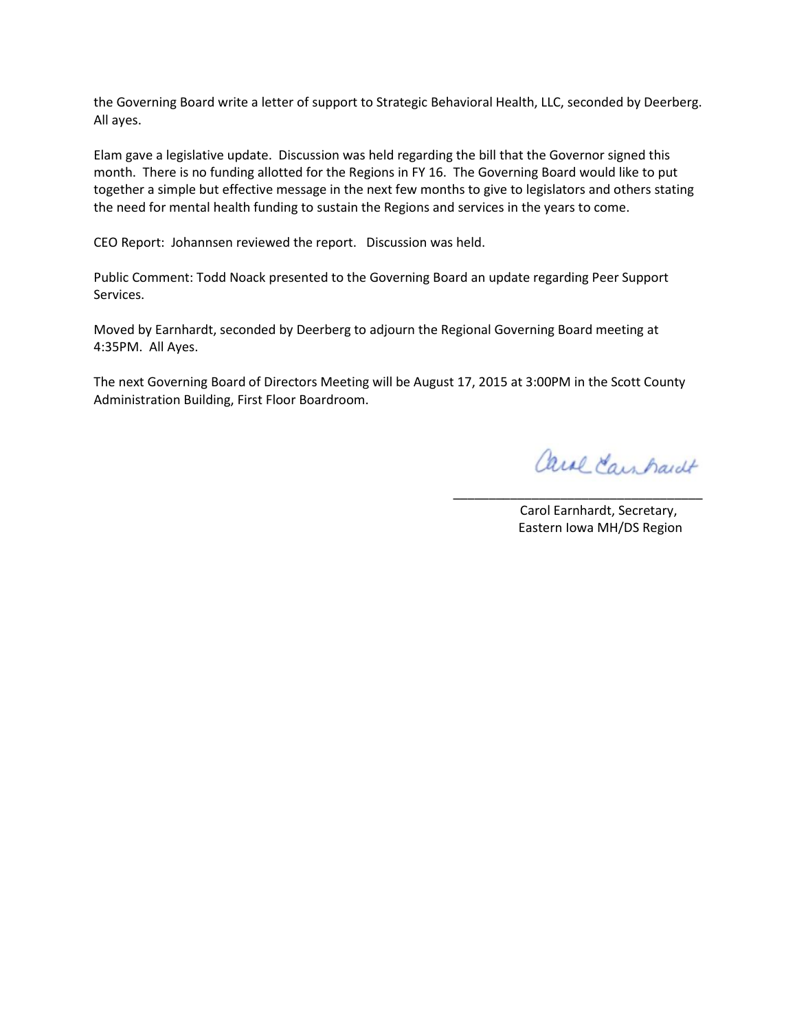the Governing Board write a letter of support to Strategic Behavioral Health, LLC, seconded by Deerberg. All ayes.

Elam gave a legislative update. Discussion was held regarding the bill that the Governor signed this month. There is no funding allotted for the Regions in FY 16. The Governing Board would like to put together a simple but effective message in the next few months to give to legislators and others stating the need for mental health funding to sustain the Regions and services in the years to come.

CEO Report: Johannsen reviewed the report. Discussion was held.

Public Comment: Todd Noack presented to the Governing Board an update regarding Peer Support Services.

Moved by Earnhardt, seconded by Deerberg to adjourn the Regional Governing Board meeting at 4:35PM. All Ayes.

The next Governing Board of Directors Meeting will be August 17, 2015 at 3:00PM in the Scott County Administration Building, First Floor Boardroom.

Carol Earnhardt

\_\_\_\_\_\_\_\_\_\_\_\_\_\_\_\_\_\_\_\_\_\_\_\_\_\_\_\_\_\_\_\_\_\_\_

Carol Earnhardt, Secretary,
Eastern Iowa MH/DS Region